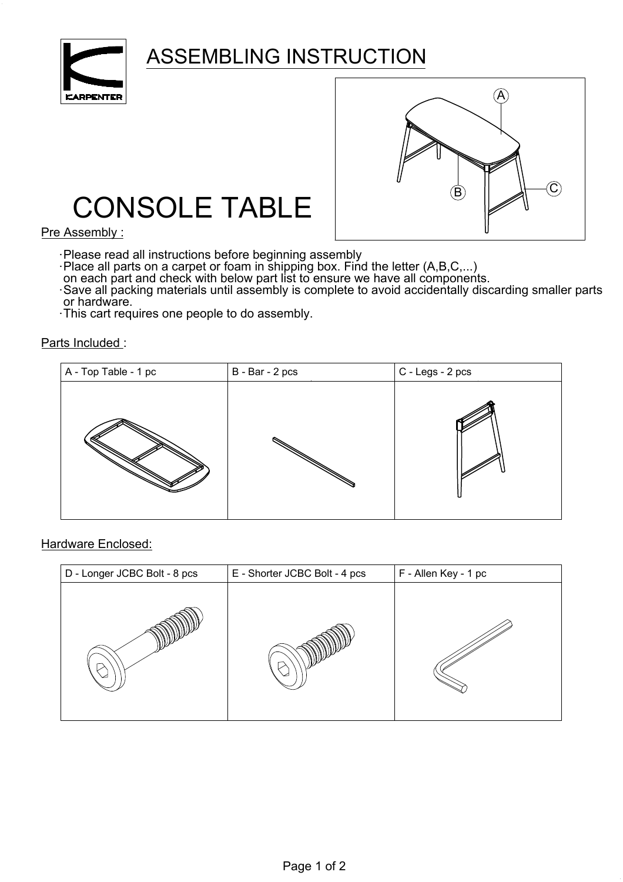# ASSEMBLING INSTRUCTION

KARPENTER

# CONSOLE TABLE

## Pre Assembly :

- Please read all instructions before beginning assembly
- Place all parts on a carpet or foam in shipping box. Find the letter (A,B,C,...) on each part and check with below part list to ensure we have all components.
- Save all packing materials until assembly is complete to avoid accidentally discarding smaller parts or hardware.
- This cart requires one people to do assembly.

## Parts Included :

| A - Top Table - 1 pc | B - Bar - 2 pcs | C - Legs - 2 pcs |
| --- | --- | --- |
| | | |

## Hardware Enclosed:

| D - Longer JCBC Bolt - 8 pcs | E - Shorter JCBC Bolt - 4 pcs | F - Allen Key - 1 pc |
| --- | --- | --- |
| | | |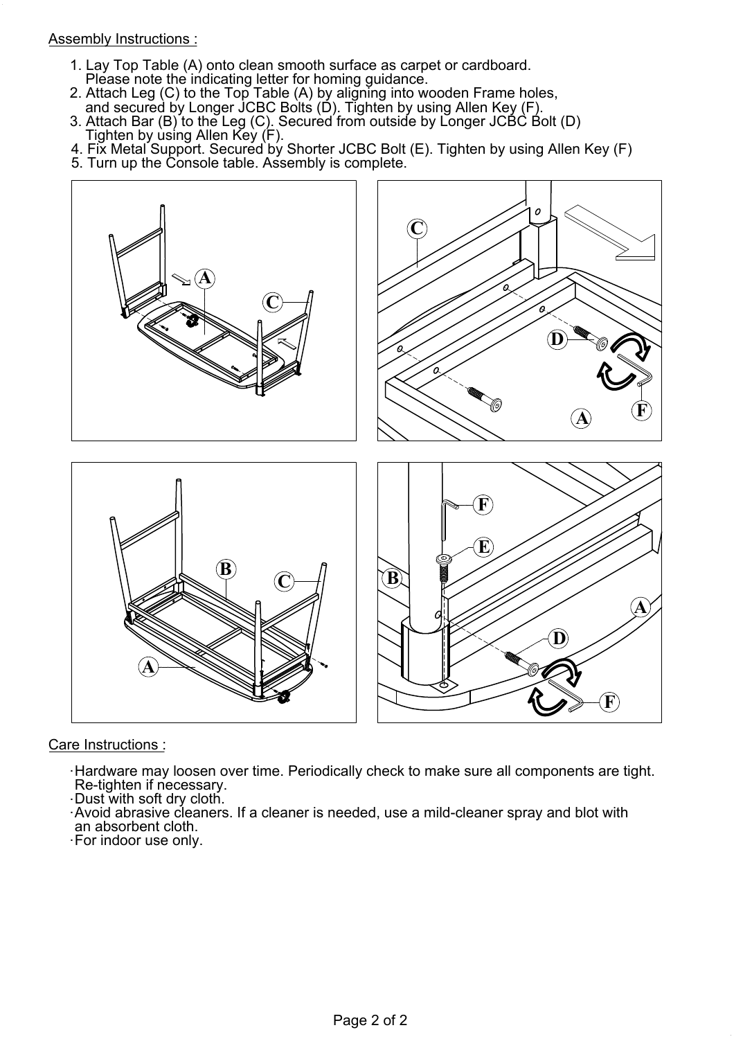Assembly Instructions :

1. Lay Top Table (A) onto clean smooth surface as carpet or cardboard. Please note the indicating letter for homing guidance.
2. Attach Leg (C) to the Top Table (A) by aligning into wooden Frame holes, and secured by Longer JCBC Bolts (D). Tighten by using Allen Key (F).
3. Attach Bar (B) to the Leg (C). Secured from outside by Longer JCBC Bolt (D) Tighten by using Allen Key (F).
4. Fix Metal Support. Secured by Shorter JCBC Bolt (E). Tighten by using Allen Key (F)
5. Turn up the Console table. Assembly is complete.

A

C

C

D

F

A

B

C

A

F

E

B

A

D

F

Care Instructions :

- Hardware may loosen over time. Periodically check to make sure all components are tight. Re-tighten if necessary.
- Dust with soft dry cloth.
- Avoid abrasive cleaners. If a cleaner is needed, use a mild-cleaner spray and blot with an absorbent cloth.
- For indoor use only.